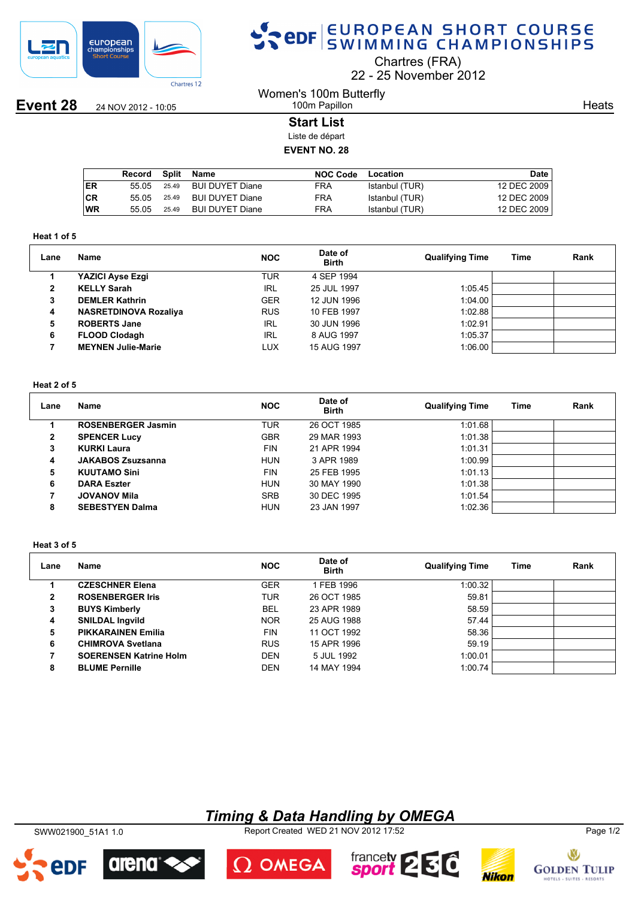# EUROPEAN SHORT COURSE SWIMMING CHAMPIONSHIPS

Chartres (FRA)
22 - 25 November 2012

**Event 28** 24 NOV 2012 - 10:05

## Women's 100m Butterfly

100m Papillon

Heats

### Start List

Liste de départ

**EVENT NO. 28**

| | Record | Split | Name | NOC Code | Location | Date |
|---|---|---|---|---|---|---|
| ER | 55.05 | 25.49 | BUI DUYET Diane | FRA | Istanbul (TUR) | 12 DEC 2009 |
| CR | 55.05 | 25.49 | BUI DUYET Diane | FRA | Istanbul (TUR) | 12 DEC 2009 |
| WR | 55.05 | 25.49 | BUI DUYET Diane | FRA | Istanbul (TUR) | 12 DEC 2009 |

**Heat 1 of 5**

| Lane | Name | NOC | Date of Birth | Qualifying Time | Time | Rank |
|---|---|---|---|---|---|---|
| 1 | **YAZICI Ayse Ezgi** | TUR | 4 SEP 1994 | | | |
| 2 | **KELLY Sarah** | IRL | 25 JUL 1997 | 1:05.45 | | |
| 3 | **DEMLER Kathrin** | GER | 12 JUN 1996 | 1:04.00 | | |
| 4 | **NASRETDINOVA Rozaliya** | RUS | 10 FEB 1997 | 1:02.88 | | |
| 5 | **ROBERTS Jane** | IRL | 30 JUN 1996 | 1:02.91 | | |
| 6 | **FLOOD Clodagh** | IRL | 8 AUG 1997 | 1:05.37 | | |
| 7 | **MEYNEN Julie-Marie** | LUX | 15 AUG 1997 | 1:06.00 | | |

**Heat 2 of 5**

| Lane | Name | NOC | Date of Birth | Qualifying Time | Time | Rank |
|---|---|---|---|---|---|---|
| 1 | **ROSENBERGER Jasmin** | TUR | 26 OCT 1985 | 1:01.68 | | |
| 2 | **SPENCER Lucy** | GBR | 29 MAR 1993 | 1:01.38 | | |
| 3 | **KURKI Laura** | FIN | 21 APR 1994 | 1:01.31 | | |
| 4 | **JAKABOS Zsuzsanna** | HUN | 3 APR 1989 | 1:00.99 | | |
| 5 | **KUUTAMO Sini** | FIN | 25 FEB 1995 | 1:01.13 | | |
| 6 | **DARA Eszter** | HUN | 30 MAY 1990 | 1:01.38 | | |
| 7 | **JOVANOV Mila** | SRB | 30 DEC 1995 | 1:01.54 | | |
| 8 | **SEBESTYEN Dalma** | HUN | 23 JAN 1997 | 1:02.36 | | |

**Heat 3 of 5**

| Lane | Name | NOC | Date of Birth | Qualifying Time | Time | Rank |
|---|---|---|---|---|---|---|
| 1 | **CZESCHNER Elena** | GER | 1 FEB 1996 | 1:00.32 | | |
| 2 | **ROSENBERGER Iris** | TUR | 26 OCT 1985 | 59.81 | | |
| 3 | **BUYS Kimberly** | BEL | 23 APR 1989 | 58.59 | | |
| 4 | **SNILDAL Ingvild** | NOR | 25 AUG 1988 | 57.44 | | |
| 5 | **PIKKARAINEN Emilia** | FIN | 11 OCT 1992 | 58.36 | | |
| 6 | **CHIMROVA Svetlana** | RUS | 15 APR 1996 | 59.19 | | |
| 7 | **SOERENSEN Katrine Holm** | DEN | 5 JUL 1992 | 1:00.01 | | |
| 8 | **BLUME Pernille** | DEN | 14 MAY 1994 | 1:00.74 | | |

***Timing & Data Handling by OMEGA***

SWW021900_51A1 1.0 Report Created WED 21 NOV 2012 17:52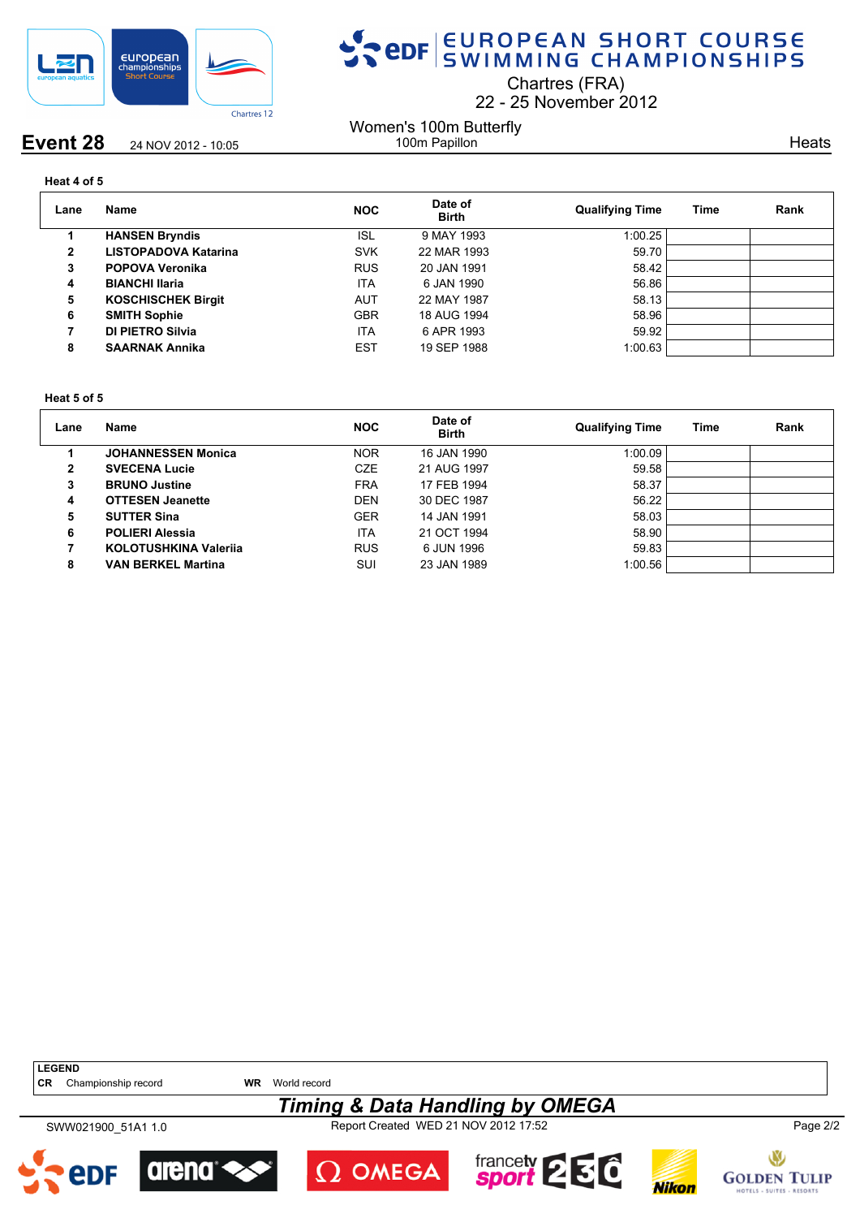# EUROPEAN SHORT COURSE SWIMMING CHAMPIONSHIPS

Chartres (FRA)
22 - 25 November 2012

**Event 28** 24 NOV 2012 - 10:05

Women's 100m Butterfly
100m Papillon

Heats

**Heat 4 of 5**

| Lane | Name | NOC | Date of Birth | Qualifying Time | Time | Rank |
|---|---|---|---|---|---|---|
| 1 | **HANSEN Bryndis** | ISL | 9 MAY 1993 | 1:00.25 | | |
| 2 | **LISTOPADOVA Katarina** | SVK | 22 MAR 1993 | 59.70 | | |
| 3 | **POPOVA Veronika** | RUS | 20 JAN 1991 | 58.42 | | |
| 4 | **BIANCHI Ilaria** | ITA | 6 JAN 1990 | 56.86 | | |
| 5 | **KOSCHISCHEK Birgit** | AUT | 22 MAY 1987 | 58.13 | | |
| 6 | **SMITH Sophie** | GBR | 18 AUG 1994 | 58.96 | | |
| 7 | **DI PIETRO Silvia** | ITA | 6 APR 1993 | 59.92 | | |
| 8 | **SAARNAK Annika** | EST | 19 SEP 1988 | 1:00.63 | | |

**Heat 5 of 5**

| Lane | Name | NOC | Date of Birth | Qualifying Time | Time | Rank |
|---|---|---|---|---|---|---|
| 1 | **JOHANNESSEN Monica** | NOR | 16 JAN 1990 | 1:00.09 | | |
| 2 | **SVECENA Lucie** | CZE | 21 AUG 1997 | 59.58 | | |
| 3 | **BRUNO Justine** | FRA | 17 FEB 1994 | 58.37 | | |
| 4 | **OTTESEN Jeanette** | DEN | 30 DEC 1987 | 56.22 | | |
| 5 | **SUTTER Sina** | GER | 14 JAN 1991 | 58.03 | | |
| 6 | **POLIERI Alessia** | ITA | 21 OCT 1994 | 58.90 | | |
| 7 | **KOLOTUSHKINA Valeriia** | RUS | 6 JUN 1996 | 59.83 | | |
| 8 | **VAN BERKEL Martina** | SUI | 23 JAN 1989 | 1:00.56 | | |

**LEGEND**
**CR** Championship record **WR** World record

*Timing & Data Handling by OMEGA*

SWW021900_51A1 1.0 Report Created WED 21 NOV 2012 17:52